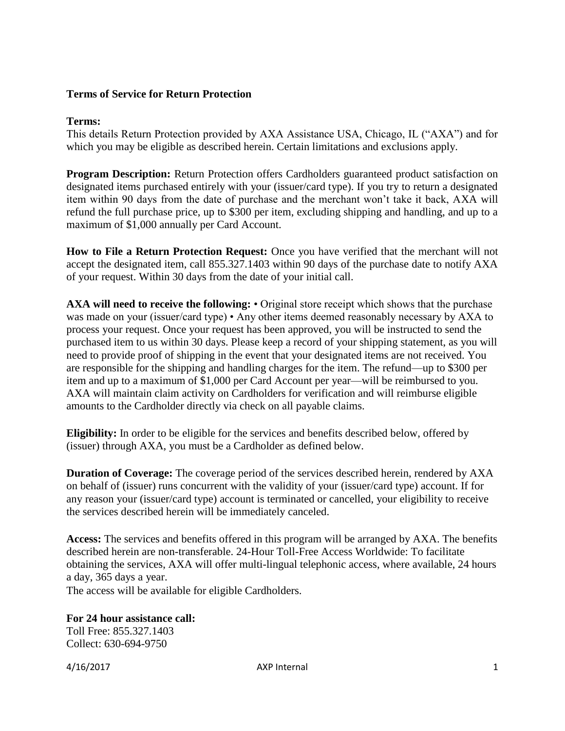**Terms of Service for Return Protection**

**Terms:**
This details Return Protection provided by AXA Assistance USA, Chicago, IL ("AXA") and for which you may be eligible as described herein. Certain limitations and exclusions apply.

**Program Description:** Return Protection offers Cardholders guaranteed product satisfaction on designated items purchased entirely with your (issuer/card type). If you try to return a designated item within 90 days from the date of purchase and the merchant won't take it back, AXA will refund the full purchase price, up to $300 per item, excluding shipping and handling, and up to a maximum of $1,000 annually per Card Account.

**How to File a Return Protection Request:** Once you have verified that the merchant will not accept the designated item, call 855.327.1403 within 90 days of the purchase date to notify AXA of your request. Within 30 days from the date of your initial call.

**AXA will need to receive the following:** • Original store receipt which shows that the purchase was made on your (issuer/card type) • Any other items deemed reasonably necessary by AXA to process your request. Once your request has been approved, you will be instructed to send the purchased item to us within 30 days. Please keep a record of your shipping statement, as you will need to provide proof of shipping in the event that your designated items are not received. You are responsible for the shipping and handling charges for the item. The refund—up to $300 per item and up to a maximum of $1,000 per Card Account per year—will be reimbursed to you. AXA will maintain claim activity on Cardholders for verification and will reimburse eligible amounts to the Cardholder directly via check on all payable claims.

**Eligibility:** In order to be eligible for the services and benefits described below, offered by (issuer) through AXA, you must be a Cardholder as defined below.

**Duration of Coverage:** The coverage period of the services described herein, rendered by AXA on behalf of (issuer) runs concurrent with the validity of your (issuer/card type) account. If for any reason your (issuer/card type) account is terminated or cancelled, your eligibility to receive the services described herein will be immediately canceled.

**Access:** The services and benefits offered in this program will be arranged by AXA. The benefits described herein are non-transferable. 24-Hour Toll-Free Access Worldwide: To facilitate obtaining the services, AXA will offer multi-lingual telephonic access, where available, 24 hours a day, 365 days a year.
The access will be available for eligible Cardholders.

**For 24 hour assistance call:**
Toll Free: 855.327.1403
Collect: 630-694-9750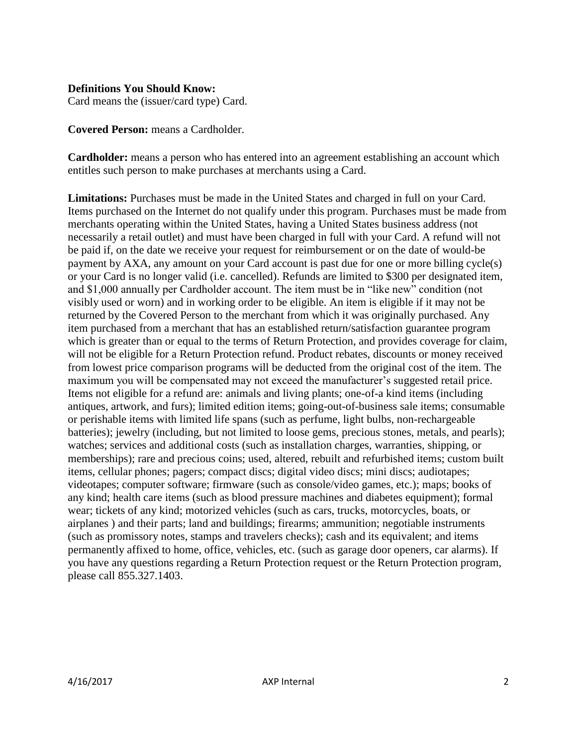**Definitions You Should Know:**
Card means the (issuer/card type) Card.

**Covered Person:** means a Cardholder.

**Cardholder:** means a person who has entered into an agreement establishing an account which entitles such person to make purchases at merchants using a Card.

**Limitations:** Purchases must be made in the United States and charged in full on your Card. Items purchased on the Internet do not qualify under this program. Purchases must be made from merchants operating within the United States, having a United States business address (not necessarily a retail outlet) and must have been charged in full with your Card. A refund will not be paid if, on the date we receive your request for reimbursement or on the date of would-be payment by AXA, any amount on your Card account is past due for one or more billing cycle(s) or your Card is no longer valid (i.e. cancelled). Refunds are limited to $300 per designated item, and $1,000 annually per Cardholder account. The item must be in "like new" condition (not visibly used or worn) and in working order to be eligible. An item is eligible if it may not be returned by the Covered Person to the merchant from which it was originally purchased. Any item purchased from a merchant that has an established return/satisfaction guarantee program which is greater than or equal to the terms of Return Protection, and provides coverage for claim, will not be eligible for a Return Protection refund. Product rebates, discounts or money received from lowest price comparison programs will be deducted from the original cost of the item. The maximum you will be compensated may not exceed the manufacturer's suggested retail price. Items not eligible for a refund are: animals and living plants; one-of-a kind items (including antiques, artwork, and furs); limited edition items; going-out-of-business sale items; consumable or perishable items with limited life spans (such as perfume, light bulbs, non-rechargeable batteries); jewelry (including, but not limited to loose gems, precious stones, metals, and pearls); watches; services and additional costs (such as installation charges, warranties, shipping, or memberships); rare and precious coins; used, altered, rebuilt and refurbished items; custom built items, cellular phones; pagers; compact discs; digital video discs; mini discs; audiotapes; videotapes; computer software; firmware (such as console/video games, etc.); maps; books of any kind; health care items (such as blood pressure machines and diabetes equipment); formal wear; tickets of any kind; motorized vehicles (such as cars, trucks, motorcycles, boats, or airplanes ) and their parts; land and buildings; firearms; ammunition; negotiable instruments (such as promissory notes, stamps and travelers checks); cash and its equivalent; and items permanently affixed to home, office, vehicles, etc. (such as garage door openers, car alarms). If you have any questions regarding a Return Protection request or the Return Protection program, please call 855.327.1403.